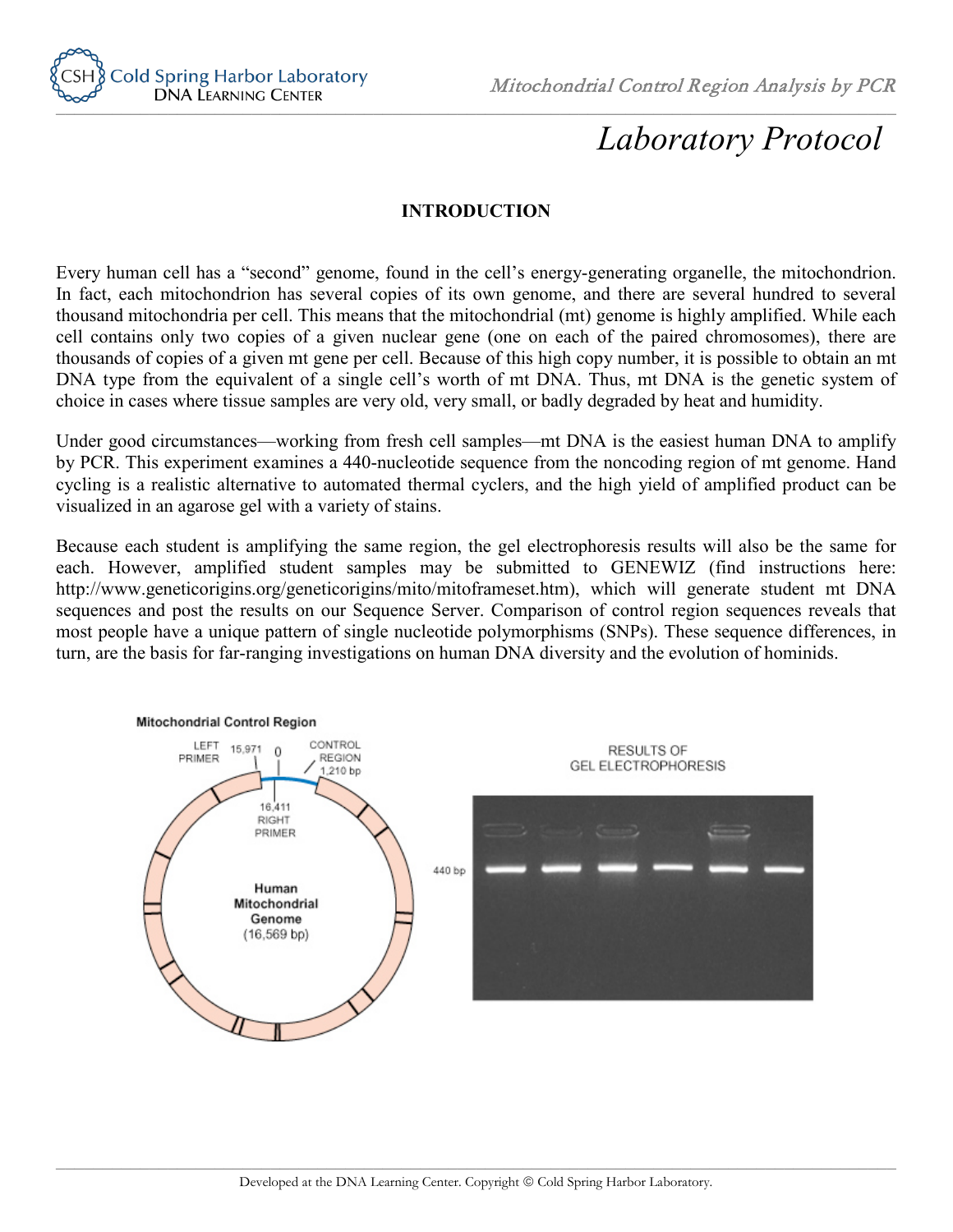# Laboratory Protocol

## INTRODUCTION

Every human cell has a "second" genome, found in the cell's energy-generating organelle, the mitochondrion. In fact, each mitochondrion has several copies of its own genome, and there are several hundred to several thousand mitochondria per cell. This means that the mitochondrial (mt) genome is highly amplified. While each cell contains only two copies of a given nuclear gene (one on each of the paired chromosomes), there are thousands of copies of a given mt gene per cell. Because of this high copy number, it is possible to obtain an mt DNA type from the equivalent of a single cell's worth of mt DNA. Thus, mt DNA is the genetic system of choice in cases where tissue samples are very old, very small, or badly degraded by heat and humidity.

Under good circumstances—working from fresh cell samples—mt DNA is the easiest human DNA to amplify by PCR. This experiment examines a 440-nucleotide sequence from the noncoding region of mt genome. Hand cycling is a realistic alternative to automated thermal cyclers, and the high yield of amplified product can be visualized in an agarose gel with a variety of stains.

Because each student is amplifying the same region, the gel electrophoresis results will also be the same for each. However, amplified student samples may be submitted to GENEWIZ (find instructions here: http://www.geneticorigins.org/geneticorigins/mito/mitoframeset.htm), which will generate student mt DNA sequences and post the results on our Sequence Server. Comparison of control region sequences reveals that most people have a unique pattern of single nucleotide polymorphisms (SNPs). These sequence differences, in turn, are the basis for far-ranging investigations on human DNA diversity and the evolution of hominids.

Mitochondrial Control Region

LEFT PRIMER 15,971 — 0 — CONTROL REGION 1,210 bp — 16,411 RIGHT PRIMER

Human Mitochondrial Genome (16,569 bp)

RESULTS OF GEL ELECTROPHORESIS

440 bp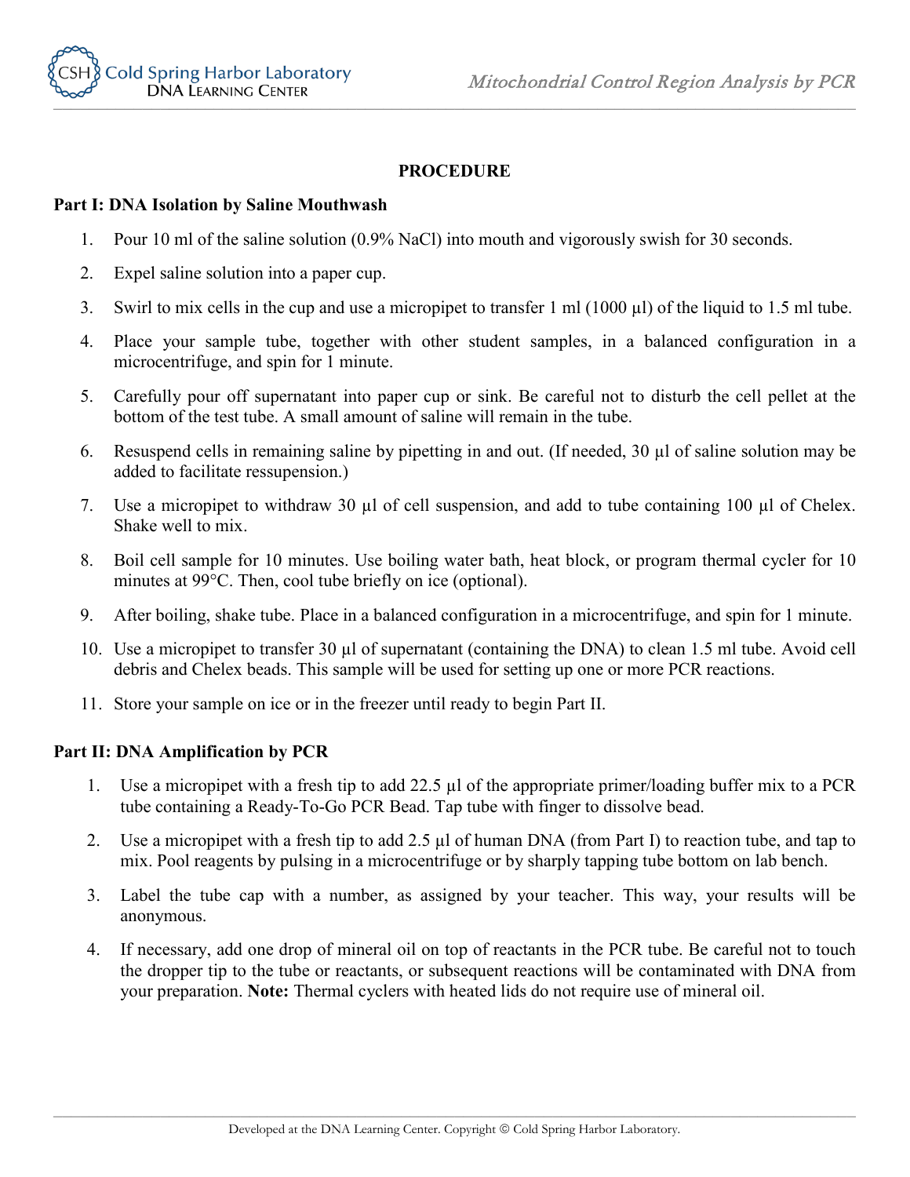## PROCEDURE

### Part I: DNA Isolation by Saline Mouthwash

1. Pour 10 ml of the saline solution (0.9% NaCl) into mouth and vigorously swish for 30 seconds.
2. Expel saline solution into a paper cup.
3. Swirl to mix cells in the cup and use a micropipet to transfer 1 ml (1000 µl) of the liquid to 1.5 ml tube.
4. Place your sample tube, together with other student samples, in a balanced configuration in a microcentrifuge, and spin for 1 minute.
5. Carefully pour off supernatant into paper cup or sink. Be careful not to disturb the cell pellet at the bottom of the test tube. A small amount of saline will remain in the tube.
6. Resuspend cells in remaining saline by pipetting in and out. (If needed, 30 µl of saline solution may be added to facilitate ressuspension.)
7. Use a micropipet to withdraw 30 µl of cell suspension, and add to tube containing 100 µl of Chelex. Shake well to mix.
8. Boil cell sample for 10 minutes. Use boiling water bath, heat block, or program thermal cycler for 10 minutes at 99°C. Then, cool tube briefly on ice (optional).
9. After boiling, shake tube. Place in a balanced configuration in a microcentrifuge, and spin for 1 minute.
10. Use a micropipet to transfer 30 µl of supernatant (containing the DNA) to clean 1.5 ml tube. Avoid cell debris and Chelex beads. This sample will be used for setting up one or more PCR reactions.
11. Store your sample on ice or in the freezer until ready to begin Part II.

### Part II: DNA Amplification by PCR

1. Use a micropipet with a fresh tip to add 22.5 µl of the appropriate primer/loading buffer mix to a PCR tube containing a Ready-To-Go PCR Bead. Tap tube with finger to dissolve bead.
2. Use a micropipet with a fresh tip to add 2.5 µl of human DNA (from Part I) to reaction tube, and tap to mix. Pool reagents by pulsing in a microcentrifuge or by sharply tapping tube bottom on lab bench.
3. Label the tube cap with a number, as assigned by your teacher. This way, your results will be anonymous.
4. If necessary, add one drop of mineral oil on top of reactants in the PCR tube. Be careful not to touch the dropper tip to the tube or reactants, or subsequent reactions will be contaminated with DNA from your preparation. **Note:** Thermal cyclers with heated lids do not require use of mineral oil.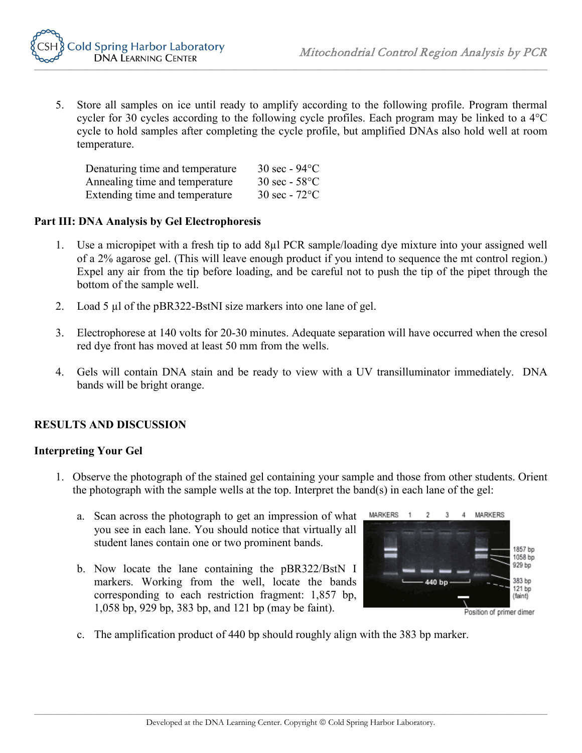5. Store all samples on ice until ready to amplify according to the following profile. Program thermal cycler for 30 cycles according to the following cycle profiles. Each program may be linked to a 4°C cycle to hold samples after completing the cycle profile, but amplified DNAs also hold well at room temperature.

| | |
|---|---|
| Denaturing time and temperature | 30 sec - 94°C |
| Annealing time and temperature | 30 sec - 58°C |
| Extending time and temperature | 30 sec - 72°C |

**Part III: DNA Analysis by Gel Electrophoresis**

1. Use a micropipet with a fresh tip to add 8µl PCR sample/loading dye mixture into your assigned well of a 2% agarose gel. (This will leave enough product if you intend to sequence the mt control region.) Expel any air from the tip before loading, and be careful not to push the tip of the pipet through the bottom of the sample well.

2. Load 5 µl of the pBR322-BstNI size markers into one lane of gel.

3. Electrophorese at 140 volts for 20-30 minutes. Adequate separation will have occurred when the cresol red dye front has moved at least 50 mm from the wells.

4. Gels will contain DNA stain and be ready to view with a UV transilluminator immediately. DNA bands will be bright orange.

**RESULTS AND DISCUSSION**

**Interpreting Your Gel**

1. Observe the photograph of the stained gel containing your sample and those from other students. Orient the photograph with the sample wells at the top. Interpret the band(s) in each lane of the gel:

   a. Scan across the photograph to get an impression of what you see in each lane. You should notice that virtually all student lanes contain one or two prominent bands.

   b. Now locate the lane containing the pBR322/BstN I markers. Working from the well, locate the bands corresponding to each restriction fragment: 1,857 bp, 1,058 bp, 929 bp, 383 bp, and 121 bp (may be faint).

   MARKERS 1 2 3 4 MARKERS — 440 bp; 1857 bp, 1058 bp, 929 bp, 383 bp, 121 bp (faint)

   Position of primer dimer

   c. The amplification product of 440 bp should roughly align with the 383 bp marker.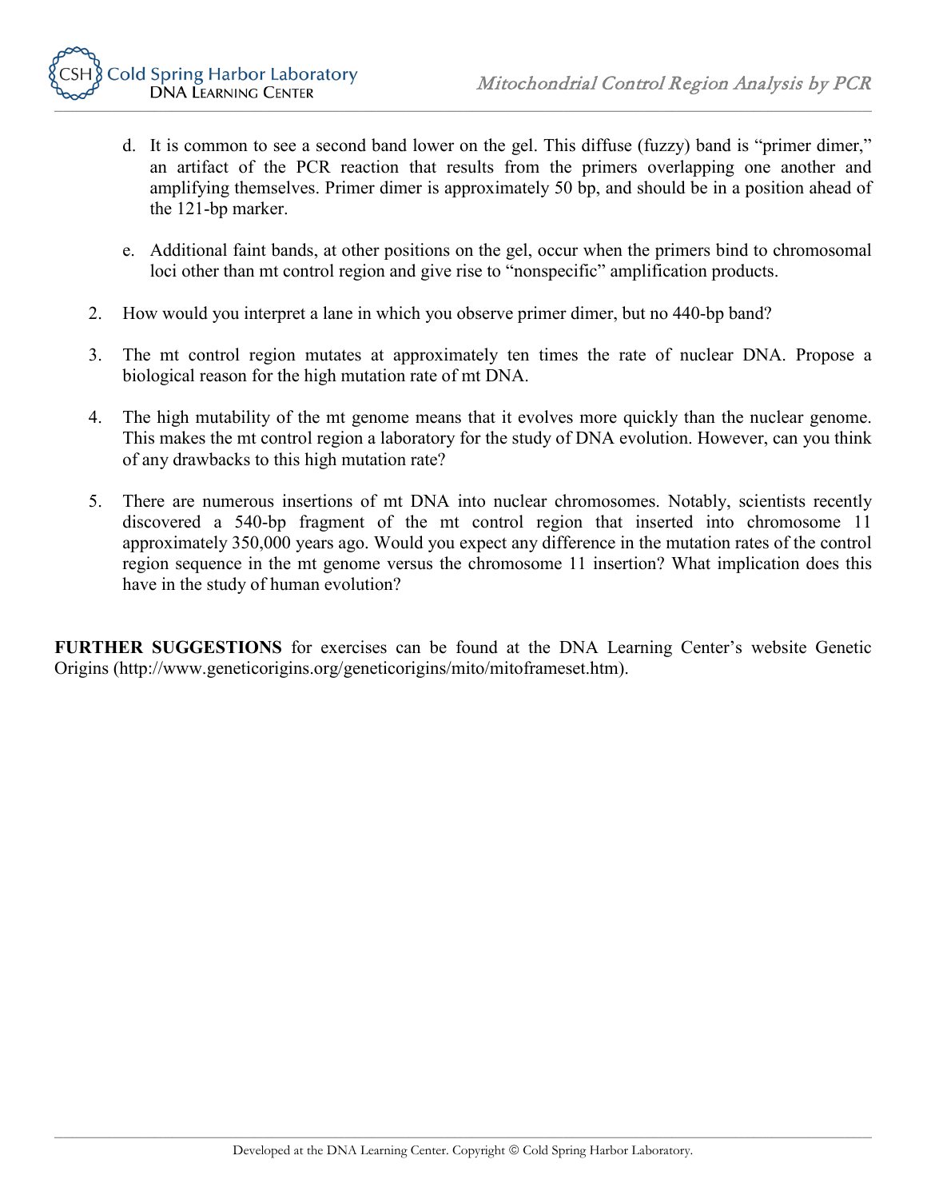d. It is common to see a second band lower on the gel. This diffuse (fuzzy) band is "primer dimer," an artifact of the PCR reaction that results from the primers overlapping one another and amplifying themselves. Primer dimer is approximately 50 bp, and should be in a position ahead of the 121-bp marker.

e. Additional faint bands, at other positions on the gel, occur when the primers bind to chromosomal loci other than mt control region and give rise to "nonspecific" amplification products.

2. How would you interpret a lane in which you observe primer dimer, but no 440-bp band?

3. The mt control region mutates at approximately ten times the rate of nuclear DNA. Propose a biological reason for the high mutation rate of mt DNA.

4. The high mutability of the mt genome means that it evolves more quickly than the nuclear genome. This makes the mt control region a laboratory for the study of DNA evolution. However, can you think of any drawbacks to this high mutation rate?

5. There are numerous insertions of mt DNA into nuclear chromosomes. Notably, scientists recently discovered a 540-bp fragment of the mt control region that inserted into chromosome 11 approximately 350,000 years ago. Would you expect any difference in the mutation rates of the control region sequence in the mt genome versus the chromosome 11 insertion? What implication does this have in the study of human evolution?

**FURTHER SUGGESTIONS** for exercises can be found at the DNA Learning Center's website Genetic Origins (http://www.geneticorigins.org/geneticorigins/mito/mitoframeset.htm).